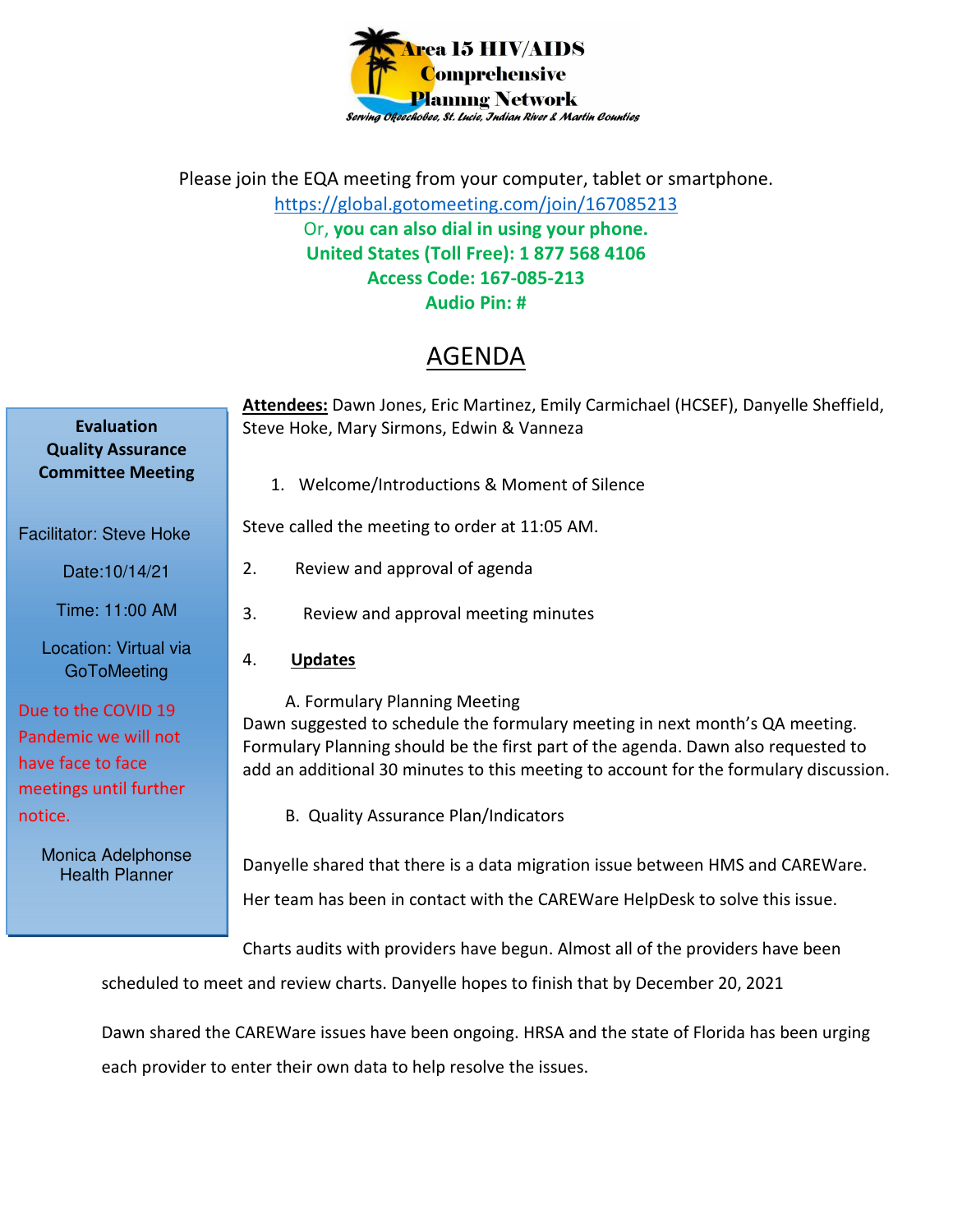Area 15 HIV/AIDS Comprehensive Planning Network

*Serving Okeechobee, St. Lucie, Indian River & Martin Counties*

Please join the EQA meeting from your computer, tablet or smartphone.
https://global.gotomeeting.com/join/167085213
Or, **you can also dial in using your phone.**
**United States (Toll Free): 1 877 568 4106**
**Access Code: 167-085-213**
**Audio Pin: #**

# AGENDA

**Evaluation Quality Assurance Committee Meeting**

Facilitator: Steve Hoke

Date:10/14/21

Time: 11:00 AM

Location: Virtual via GoToMeeting

Due to the COVID 19 Pandemic we will not have face to face meetings until further notice.

Monica Adelphonse
Health Planner

**Attendees:** Dawn Jones, Eric Martinez, Emily Carmichael (HCSEF), Danyelle Sheffield, Steve Hoke, Mary Sirmons, Edwin & Vanneza

1. Welcome/Introductions & Moment of Silence

Steve called the meeting to order at 11:05 AM.

2. Review and approval of agenda

3. Review and approval meeting minutes

4. **Updates**

A. Formulary Planning Meeting

Dawn suggested to schedule the formulary meeting in next month's QA meeting. Formulary Planning should be the first part of the agenda. Dawn also requested to add an additional 30 minutes to this meeting to account for the formulary discussion.

B. Quality Assurance Plan/Indicators

Danyelle shared that there is a data migration issue between HMS and CAREWare. Her team has been in contact with the CAREWare HelpDesk to solve this issue.

Charts audits with providers have begun. Almost all of the providers have been scheduled to meet and review charts. Danyelle hopes to finish that by December 20, 2021

Dawn shared the CAREWare issues have been ongoing. HRSA and the state of Florida has been urging each provider to enter their own data to help resolve the issues.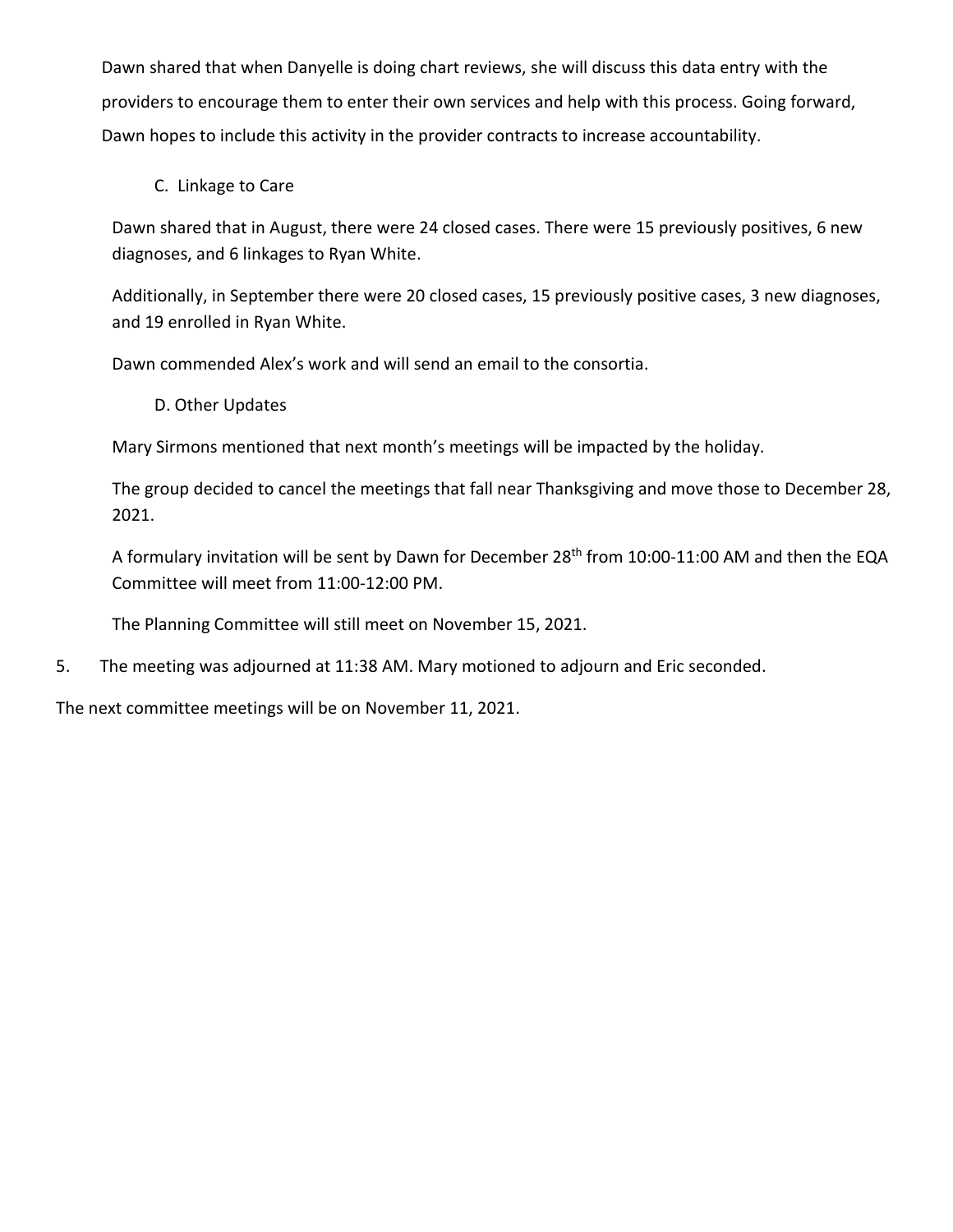Dawn shared that when Danyelle is doing chart reviews, she will discuss this data entry with the providers to encourage them to enter their own services and help with this process. Going forward, Dawn hopes to include this activity in the provider contracts to increase accountability.

C. Linkage to Care

Dawn shared that in August, there were 24 closed cases. There were 15 previously positives, 6 new diagnoses, and 6 linkages to Ryan White.

Additionally, in September there were 20 closed cases, 15 previously positive cases, 3 new diagnoses, and 19 enrolled in Ryan White.

Dawn commended Alex's work and will send an email to the consortia.

D. Other Updates

Mary Sirmons mentioned that next month's meetings will be impacted by the holiday.

The group decided to cancel the meetings that fall near Thanksgiving and move those to December 28, 2021.

A formulary invitation will be sent by Dawn for December 28th from 10:00-11:00 AM and then the EQA Committee will meet from 11:00-12:00 PM.

The Planning Committee will still meet on November 15, 2021.

5. The meeting was adjourned at 11:38 AM. Mary motioned to adjourn and Eric seconded.

The next committee meetings will be on November 11, 2021.